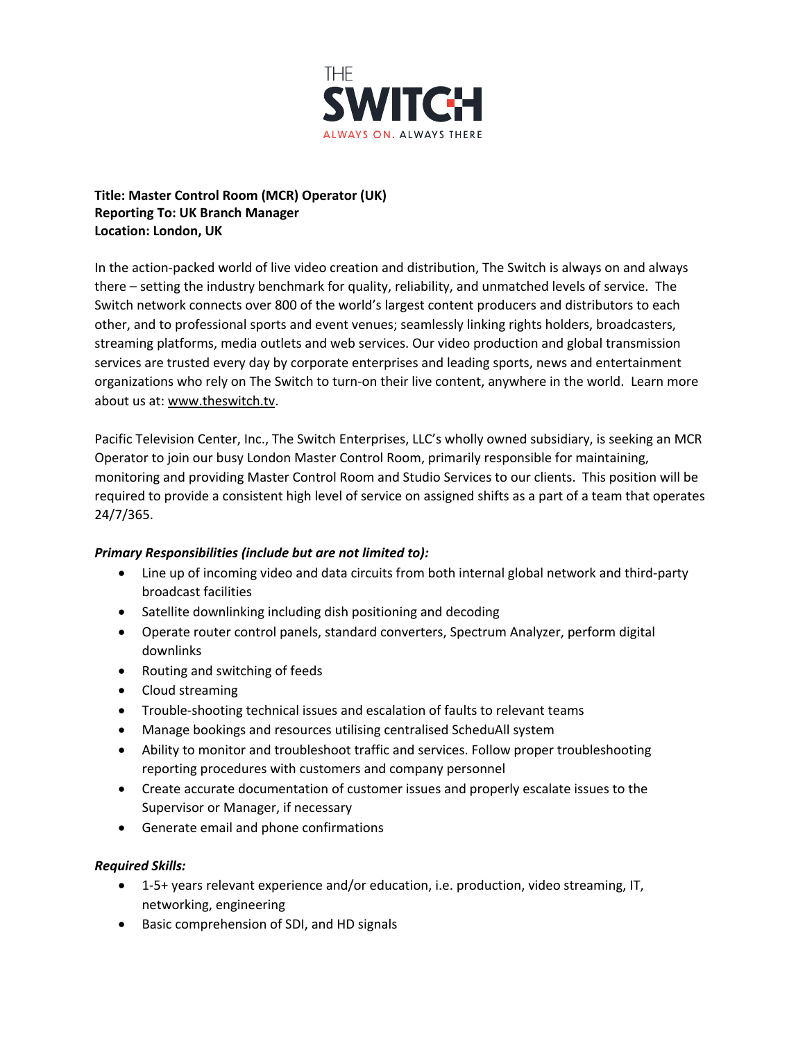THE SWITCH
ALWAYS ON. ALWAYS THERE

**Title: Master Control Room (MCR) Operator (UK)**
**Reporting To: UK Branch Manager**
**Location: London, UK**

In the action-packed world of live video creation and distribution, The Switch is always on and always there – setting the industry benchmark for quality, reliability, and unmatched levels of service. The Switch network connects over 800 of the world's largest content producers and distributors to each other, and to professional sports and event venues; seamlessly linking rights holders, broadcasters, streaming platforms, media outlets and web services. Our video production and global transmission services are trusted every day by corporate enterprises and leading sports, news and entertainment organizations who rely on The Switch to turn-on their live content, anywhere in the world. Learn more about us at: www.theswitch.tv.

Pacific Television Center, Inc., The Switch Enterprises, LLC's wholly owned subsidiary, is seeking an MCR Operator to join our busy London Master Control Room, primarily responsible for maintaining, monitoring and providing Master Control Room and Studio Services to our clients. This position will be required to provide a consistent high level of service on assigned shifts as a part of a team that operates 24/7/365.

***Primary Responsibilities (include but are not limited to):***

- Line up of incoming video and data circuits from both internal global network and third-party broadcast facilities
- Satellite downlinking including dish positioning and decoding
- Operate router control panels, standard converters, Spectrum Analyzer, perform digital downlinks
- Routing and switching of feeds
- Cloud streaming
- Trouble-shooting technical issues and escalation of faults to relevant teams
- Manage bookings and resources utilising centralised ScheduAll system
- Ability to monitor and troubleshoot traffic and services. Follow proper troubleshooting reporting procedures with customers and company personnel
- Create accurate documentation of customer issues and properly escalate issues to the Supervisor or Manager, if necessary
- Generate email and phone confirmations

***Required Skills:***

- 1-5+ years relevant experience and/or education, i.e. production, video streaming, IT, networking, engineering
- Basic comprehension of SDI, and HD signals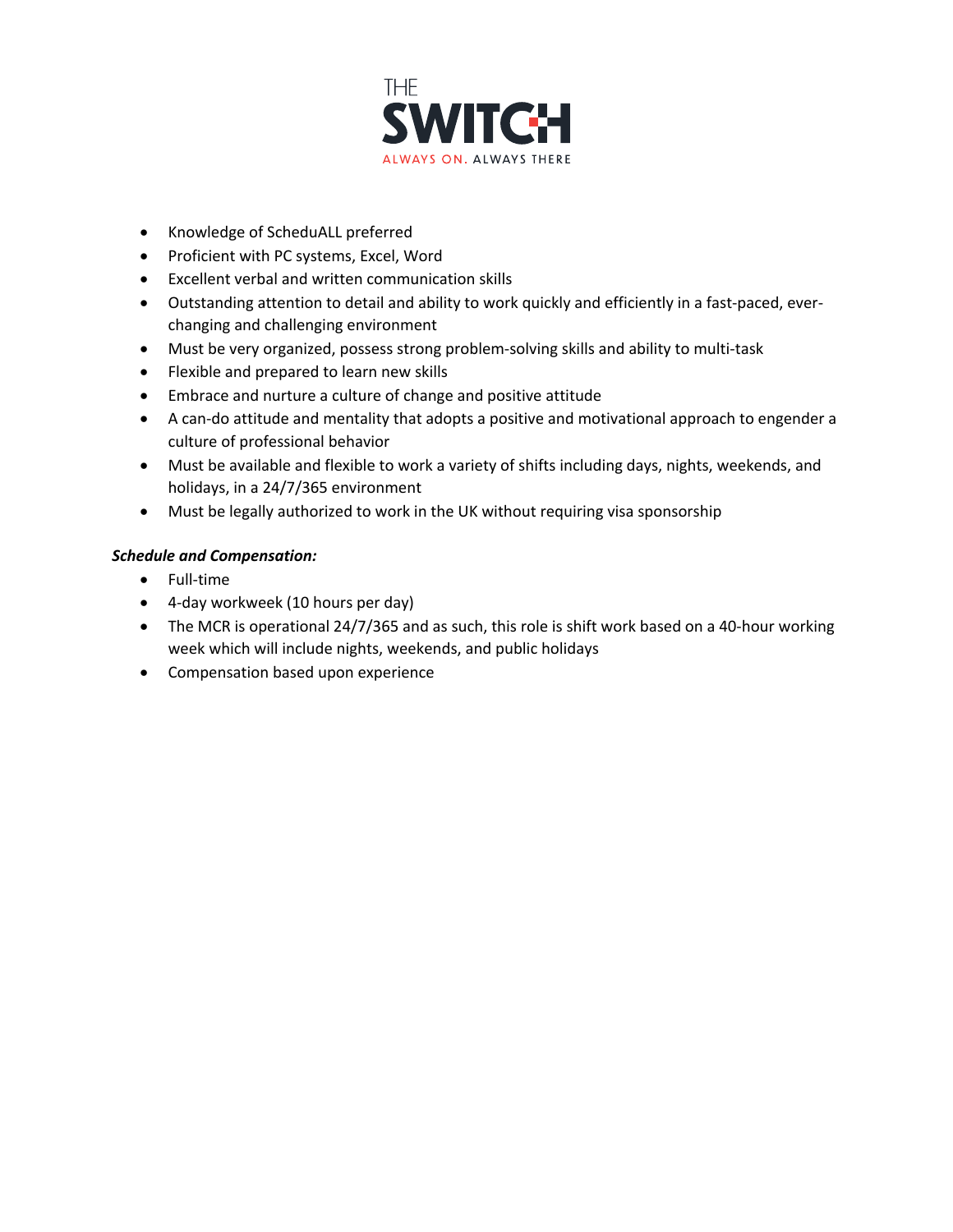- Knowledge of ScheduALL preferred
- Proficient with PC systems, Excel, Word
- Excellent verbal and written communication skills
- Outstanding attention to detail and ability to work quickly and efficiently in a fast-paced, ever-changing and challenging environment
- Must be very organized, possess strong problem-solving skills and ability to multi-task
- Flexible and prepared to learn new skills
- Embrace and nurture a culture of change and positive attitude
- A can-do attitude and mentality that adopts a positive and motivational approach to engender a culture of professional behavior
- Must be available and flexible to work a variety of shifts including days, nights, weekends, and holidays, in a 24/7/365 environment
- Must be legally authorized to work in the UK without requiring visa sponsorship

***Schedule and Compensation:***

- Full-time
- 4-day workweek (10 hours per day)
- The MCR is operational 24/7/365 and as such, this role is shift work based on a 40-hour working week which will include nights, weekends, and public holidays
- Compensation based upon experience